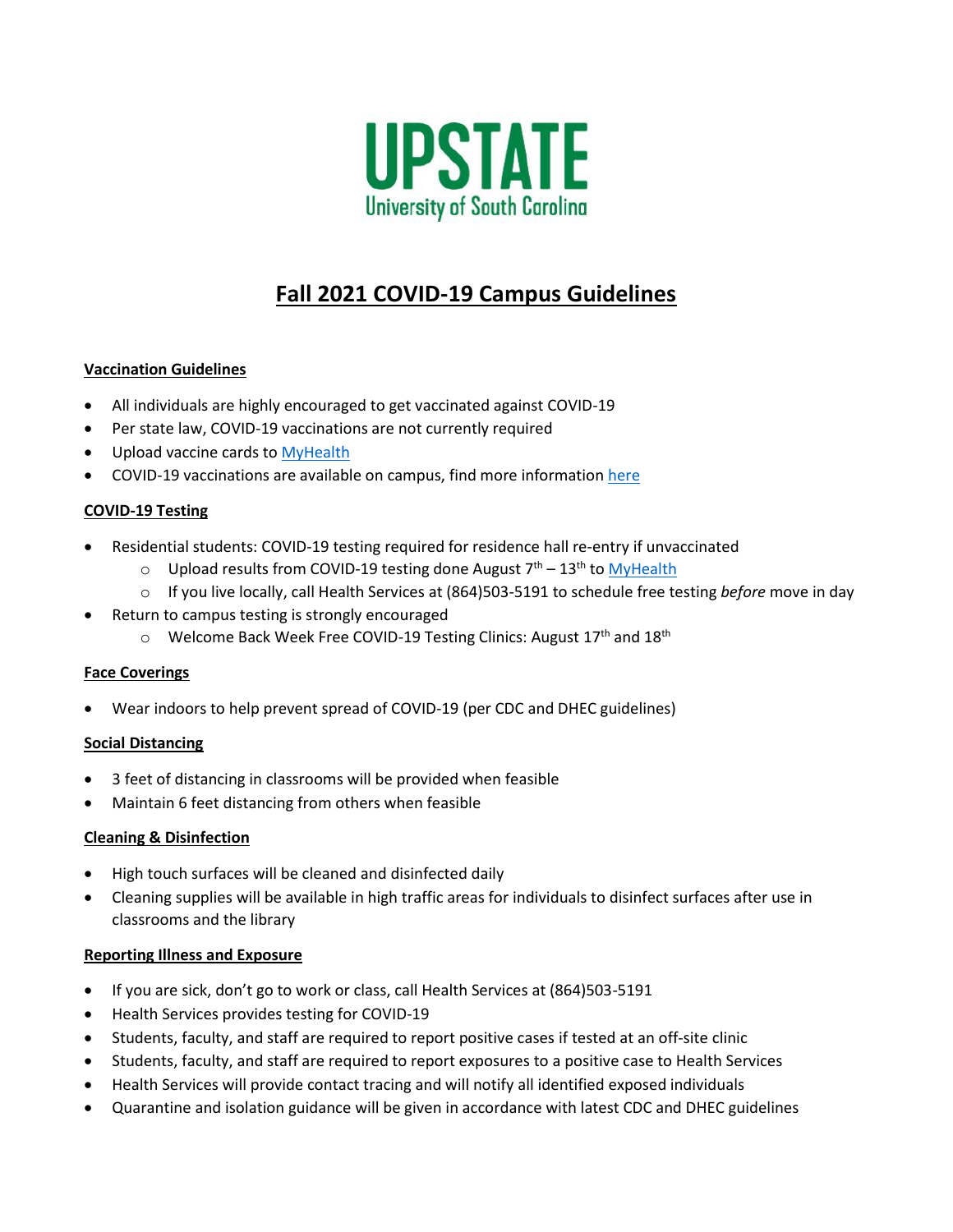UPSTATE

University of South Carolina

# Fall 2021 COVID-19 Campus Guidelines

**Vaccination Guidelines**

- All individuals are highly encouraged to get vaccinated against COVID-19
- Per state law, COVID-19 vaccinations are not currently required
- Upload vaccine cards to [MyHealth]
- COVID-19 vaccinations are available on campus, find more information [here]

**COVID-19 Testing**

- Residential students: COVID-19 testing required for residence hall re-entry if unvaccinated
  - Upload results from COVID-19 testing done August 7th – 13th to [MyHealth]
  - If you live locally, call Health Services at (864)503-5191 to schedule free testing *before* move in day
- Return to campus testing is strongly encouraged
  - Welcome Back Week Free COVID-19 Testing Clinics: August 17th and 18th

**Face Coverings**

- Wear indoors to help prevent spread of COVID-19 (per CDC and DHEC guidelines)

**Social Distancing**

- 3 feet of distancing in classrooms will be provided when feasible
- Maintain 6 feet distancing from others when feasible

**Cleaning & Disinfection**

- High touch surfaces will be cleaned and disinfected daily
- Cleaning supplies will be available in high traffic areas for individuals to disinfect surfaces after use in classrooms and the library

**Reporting Illness and Exposure**

- If you are sick, don't go to work or class, call Health Services at (864)503-5191
- Health Services provides testing for COVID-19
- Students, faculty, and staff are required to report positive cases if tested at an off-site clinic
- Students, faculty, and staff are required to report exposures to a positive case to Health Services
- Health Services will provide contact tracing and will notify all identified exposed individuals
- Quarantine and isolation guidance will be given in accordance with latest CDC and DHEC guidelines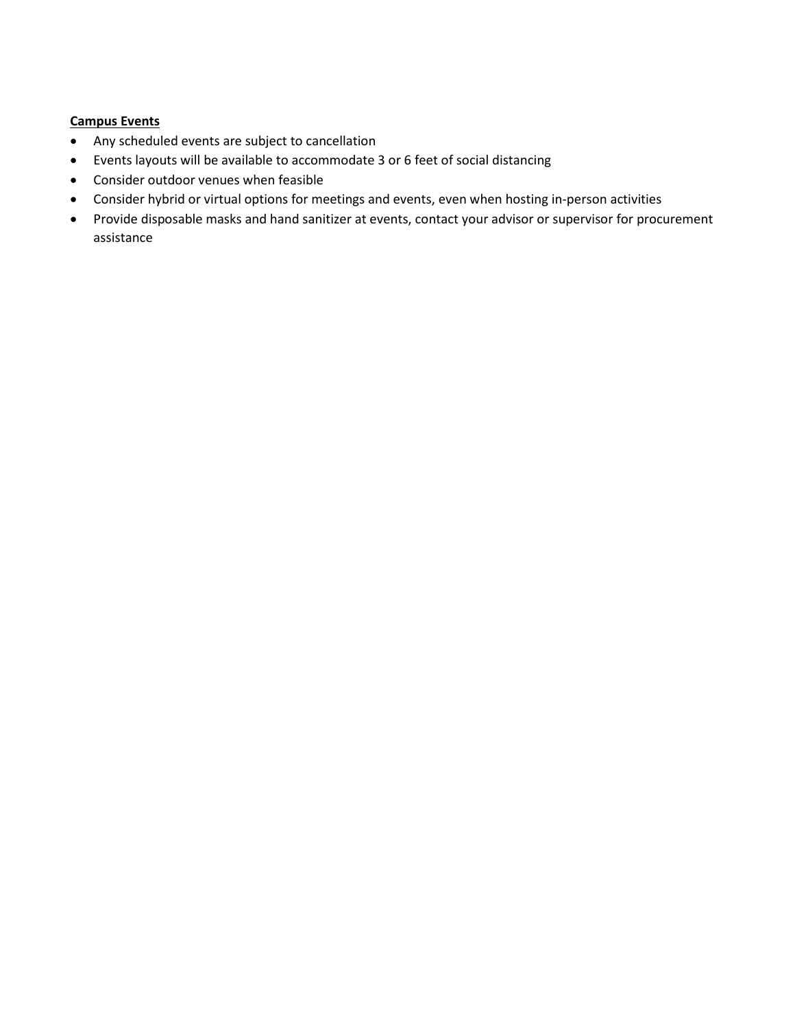**Campus Events**

- Any scheduled events are subject to cancellation
- Events layouts will be available to accommodate 3 or 6 feet of social distancing
- Consider outdoor venues when feasible
- Consider hybrid or virtual options for meetings and events, even when hosting in-person activities
- Provide disposable masks and hand sanitizer at events, contact your advisor or supervisor for procurement assistance